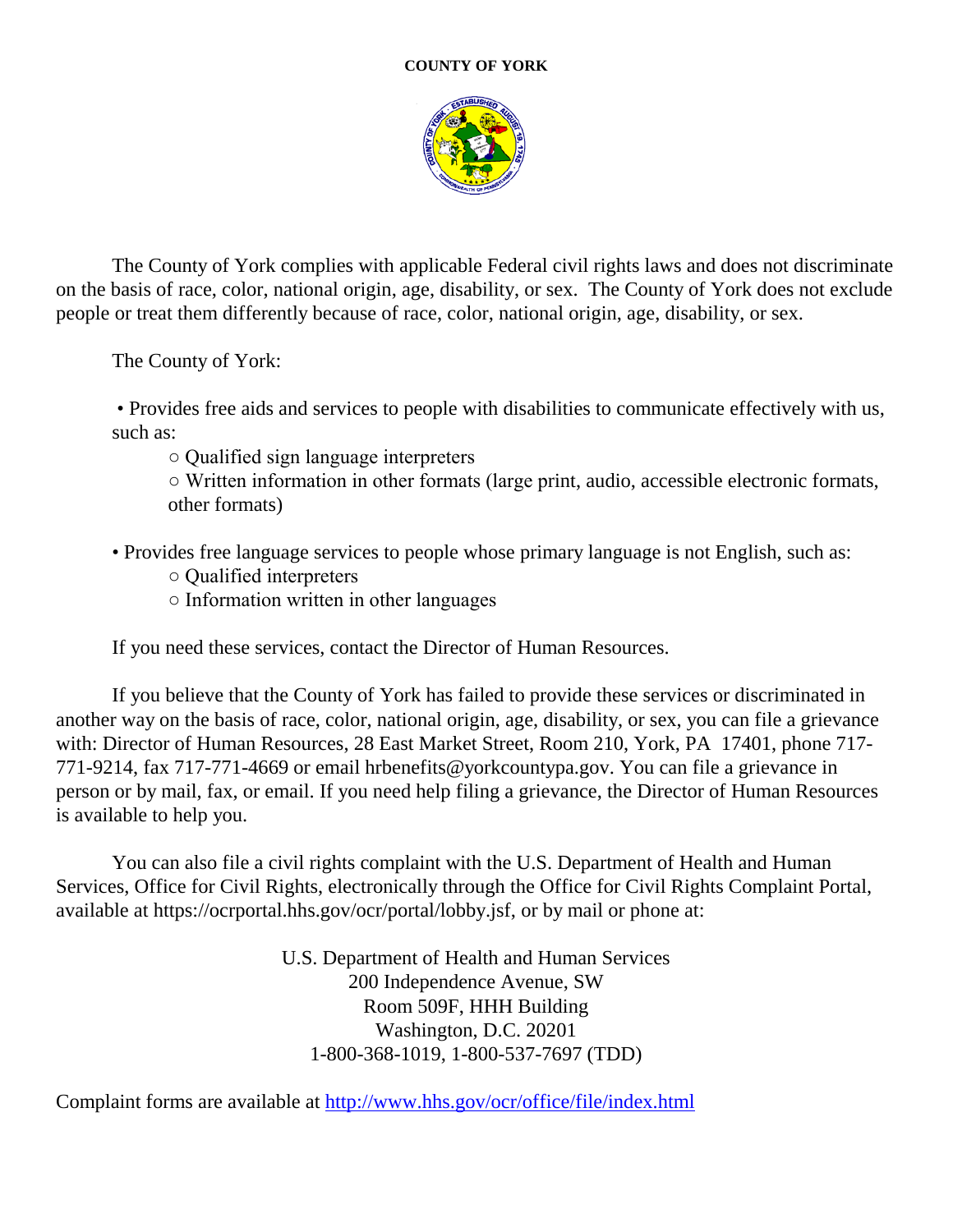**COUNTY OF YORK**

The County of York complies with applicable Federal civil rights laws and does not discriminate on the basis of race, color, national origin, age, disability, or sex. The County of York does not exclude people or treat them differently because of race, color, national origin, age, disability, or sex.

The County of York:

- Provides free aids and services to people with disabilities to communicate effectively with us, such as:
  - Qualified sign language interpreters
  - Written information in other formats (large print, audio, accessible electronic formats, other formats)

- Provides free language services to people whose primary language is not English, such as:
  - Qualified interpreters
  - Information written in other languages

If you need these services, contact the Director of Human Resources.

If you believe that the County of York has failed to provide these services or discriminated in another way on the basis of race, color, national origin, age, disability, or sex, you can file a grievance with: Director of Human Resources, 28 East Market Street, Room 210, York, PA 17401, phone 717-771-9214, fax 717-771-4669 or email hrbenefits@yorkcountypa.gov. You can file a grievance in person or by mail, fax, or email. If you need help filing a grievance, the Director of Human Resources is available to help you.

You can also file a civil rights complaint with the U.S. Department of Health and Human Services, Office for Civil Rights, electronically through the Office for Civil Rights Complaint Portal, available at https://ocrportal.hhs.gov/ocr/portal/lobby.jsf, or by mail or phone at:

U.S. Department of Health and Human Services
200 Independence Avenue, SW
Room 509F, HHH Building
Washington, D.C. 20201
1-800-368-1019, 1-800-537-7697 (TDD)

Complaint forms are available at [http://www.hhs.gov/ocr/office/file/index.html](http://www.hhs.gov/ocr/office/file/index.html)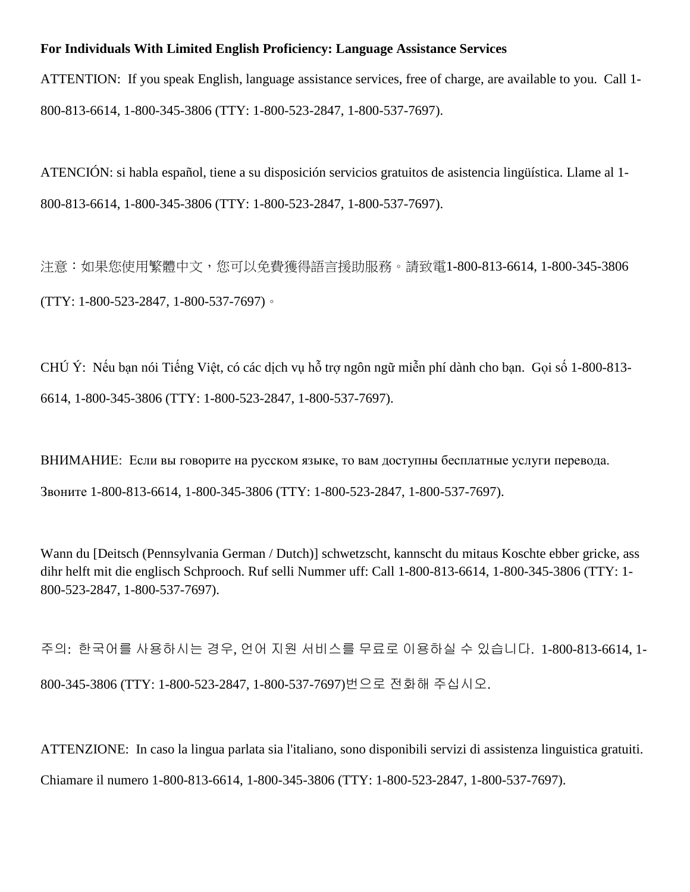**For Individuals With Limited English Proficiency: Language Assistance Services**

ATTENTION: If you speak English, language assistance services, free of charge, are available to you. Call 1-800-813-6614, 1-800-345-3806 (TTY: 1-800-523-2847, 1-800-537-7697).

ATENCIÓN: si habla español, tiene a su disposición servicios gratuitos de asistencia lingüística. Llame al 1-800-813-6614, 1-800-345-3806 (TTY: 1-800-523-2847, 1-800-537-7697).

注意：如果您使用繁體中文，您可以免費獲得語言援助服務。請致電1-800-813-6614, 1-800-345-3806 (TTY: 1-800-523-2847, 1-800-537-7697)。

CHÚ Ý: Nếu bạn nói Tiếng Việt, có các dịch vụ hỗ trợ ngôn ngữ miễn phí dành cho bạn. Gọi số 1-800-813-6614, 1-800-345-3806 (TTY: 1-800-523-2847, 1-800-537-7697).

ВНИМАНИЕ: Если вы говорите на русском языке, то вам доступны бесплатные услуги перевода. Звоните 1-800-813-6614, 1-800-345-3806 (TTY: 1-800-523-2847, 1-800-537-7697).

Wann du [Deitsch (Pennsylvania German / Dutch)] schwetzscht, kannscht du mitaus Koschte ebber gricke, ass dihr helft mit die englisch Schprooch. Ruf selli Nummer uff: Call 1-800-813-6614, 1-800-345-3806 (TTY: 1-800-523-2847, 1-800-537-7697).

주의: 한국어를 사용하시는 경우, 언어 지원 서비스를 무료로 이용하실 수 있습니다. 1-800-813-6614, 1-800-345-3806 (TTY: 1-800-523-2847, 1-800-537-7697)번으로 전화해 주십시오.

ATTENZIONE: In caso la lingua parlata sia l'italiano, sono disponibili servizi di assistenza linguistica gratuiti. Chiamare il numero 1-800-813-6614, 1-800-345-3806 (TTY: 1-800-523-2847, 1-800-537-7697).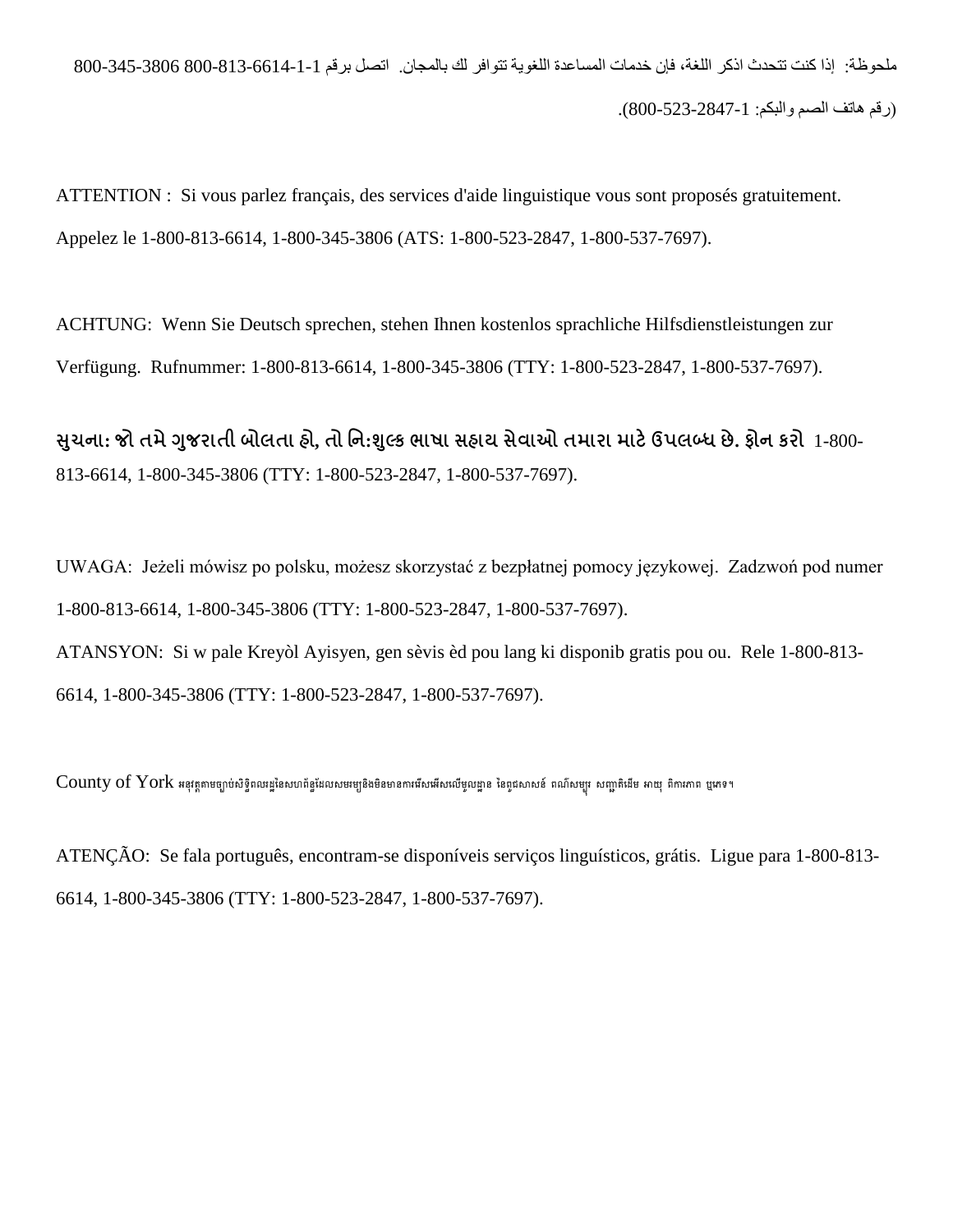ملحوظة: إذا كنت تتحدث اذكر اللغة، فإن خدمات المساعدة اللغوية تتوافر لك بالمجان. اتصل برقم 1-1-6614-813-800 3806-345-800 (رقم هاتف الصم والبكم: 1-2847-523-800).

ATTENTION : Si vous parlez français, des services d'aide linguistique vous sont proposés gratuitement. Appelez le 1-800-813-6614, 1-800-345-3806 (ATS: 1-800-523-2847, 1-800-537-7697).

ACHTUNG: Wenn Sie Deutsch sprechen, stehen Ihnen kostenlos sprachliche Hilfsdienstleistungen zur Verfügung. Rufnummer: 1-800-813-6614, 1-800-345-3806 (TTY: 1-800-523-2847, 1-800-537-7697).

**સુચના: જો તમે ગુજરાતી બોલતા હો, તો નિ:શુલ્ક ભાષા સહાય સેવાઓ તમારા માટે ઉપલબ્ધ છે. ફોન કરો** 1-800-813-6614, 1-800-345-3806 (TTY: 1-800-523-2847, 1-800-537-7697).

UWAGA: Jeżeli mówisz po polsku, możesz skorzystać z bezpłatnej pomocy językowej. Zadzwoń pod numer 1-800-813-6614, 1-800-345-3806 (TTY: 1-800-523-2847, 1-800-537-7697).

ATANSYON: Si w pale Kreyòl Ayisyen, gen sèvis èd pou lang ki disponib gratis pou ou. Rele 1-800-813-6614, 1-800-345-3806 (TTY: 1-800-523-2847, 1-800-537-7697).

County of York អនុវត្តតាមច្បាប់សិទ្ធិពលរដ្ឋនៃសហព័ន្ធដែលសមរម្យនិងមិនមានការរើសអើងលើមូលដ្ឋាន នៃពូជសាសន៍ ពណ៌សម្បុរ សញ្ជាតិដើម អាយុ ពិការភាព ឬភេទ។

ATENÇÃO: Se fala português, encontram-se disponíveis serviços linguísticos, grátis. Ligue para 1-800-813-6614, 1-800-345-3806 (TTY: 1-800-523-2847, 1-800-537-7697).